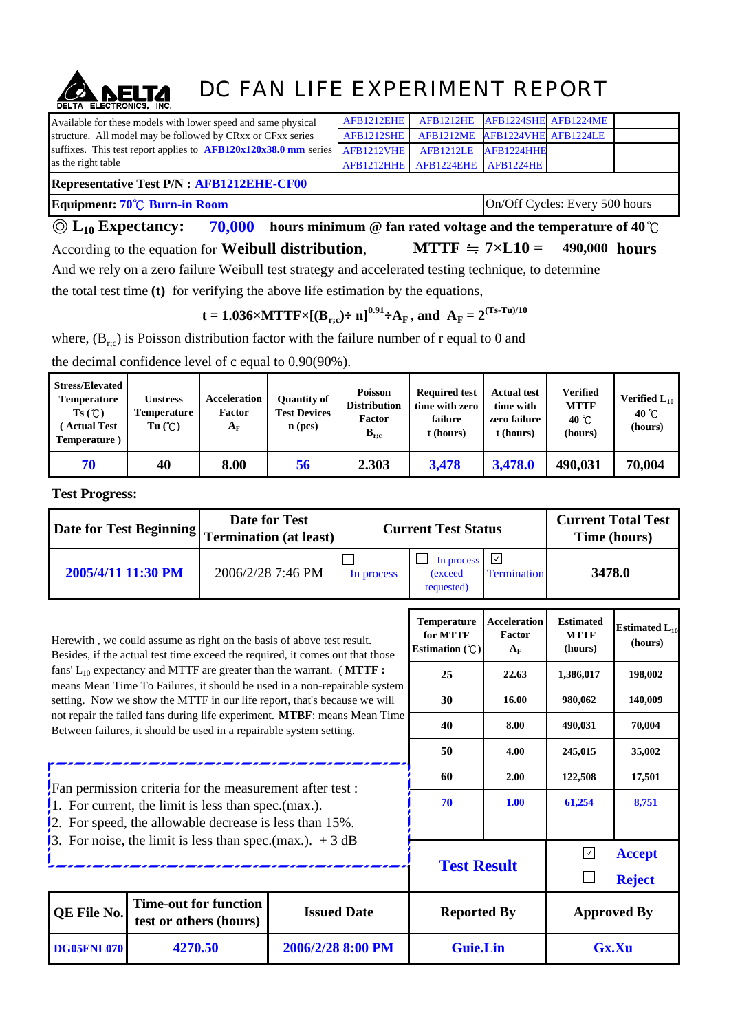# DELTA ELECTRONICS, INC. — DC FAN LIFE EXPERIMENT REPORT

| Available for these models with lower speed and same physical structure. All model may be followed by CRxx or CFxx series suffixes. This test report applies to **AFB120x120x38.0 mm** series as the right table | AFB1212EHE | AFB1212HE | AFB1224SHE | AFB1224ME | |
|---|---|---|---|---|---|
| | AFB1212SHE | AFB1212ME | AFB1224VHE | AFB1224LE | |
| | AFB1212VHE | AFB1212LE | AFB1224HHE | | |
| | AFB1212HHE | AFB1224EHE | AFB1224HE | | |

**Representative Test P/N : AFB1212EHE-CF00**

**Equipment: 70℃ Burn-in Room** — On/Off Cycles: Every 500 hours

◎ **$L_{10}$ Expectancy: 70,000 hours minimum @ fan rated voltage and the temperature of 40℃**

According to the equation for **Weibull distribution**, **MTTF ≒ 7×L10 = 490,000 hours**

And we rely on a zero failure Weibull test strategy and accelerated testing technique, to determine the total test time **(t)** for verifying the above life estimation by the equations,

$$t = 1.036 \times MTTF \times [(B_{r;c}) \div n]^{0.91} \div A_F \text{, and } A_F = 2^{(Ts-Tu)/10}$$

where, $(B_{r;c})$ is Poisson distribution factor with the failure number of r equal to 0 and the decimal confidence level of c equal to 0.90(90%).

| Stress/Elevated Temperature Ts (℃) ( Actual Test Temperature ) | Unstress Temperature Tu (℃) | Acceleration Factor $A_F$ | Quantity of Test Devices n (pcs) | Poisson Distribution Factor $B_{r;c}$ | Required test time with zero failure t (hours) | Actual test time with zero failure t (hours) | Verified MTTF 40 ℃ (hours) | Verified $L_{10}$ 40 ℃ (hours) |
|---|---|---|---|---|---|---|---|---|
| 70 | 40 | 8.00 | 56 | 2.303 | 3,478 | 3,478.0 | 490,031 | 70,004 |

**Test Progress:**

| Date for Test Beginning | Date for Test Termination (at least) | Current Test Status | | | Current Total Test Time (hours) |
|---|---|---|---|---|---|
| 2005/4/11 11:30 PM | 2006/2/28 7:46 PM | ☐ In process | ☐ In process (exceed requested) | ☑ Termination | 3478.0 |

Herewith , we could assume as right on the basis of above test result. Besides, if the actual test time exceed the required, it comes out that those fans' $L_{10}$ expectancy and MTTF are greater than the warrant. ( **MTTF :** means Mean Time To Failures, it should be used in a non-repairable system setting. Now we show the MTTF in our life report, that's because we will not repair the failed fans during life experiment. **MTBF**: means Mean Time Between failures, it should be used in a repairable system setting.

| Temperature for MTTF Estimation (℃) | Acceleration Factor $A_F$ | Estimated MTTF (hours) | Estimated $L_{10}$ (hours) |
|---|---|---|---|
| 25 | 22.63 | 1,386,017 | 198,002 |
| 30 | 16.00 | 980,062 | 140,009 |
| 40 | 8.00 | 490,031 | 70,004 |
| 50 | 4.00 | 245,015 | 35,002 |
| 60 | 2.00 | 122,508 | 17,501 |
| 70 | 1.00 | 61,254 | 8,751 |

Fan permission criteria for the measurement after test :

1. For current, the limit is less than spec.(max.).
2. For speed, the allowable decrease is less than 15%.
3. For noise, the limit is less than spec.(max.). + 3 dB

**Test Result**: ☑ **Accept** ☐ **Reject**

| QE File No. | Time-out for function test or others (hours) | Issued Date | Reported By | Approved By |
|---|---|---|---|---|
| DG05FNL070 | 4270.50 | 2006/2/28 8:00 PM | Guie.Lin | Gx.Xu |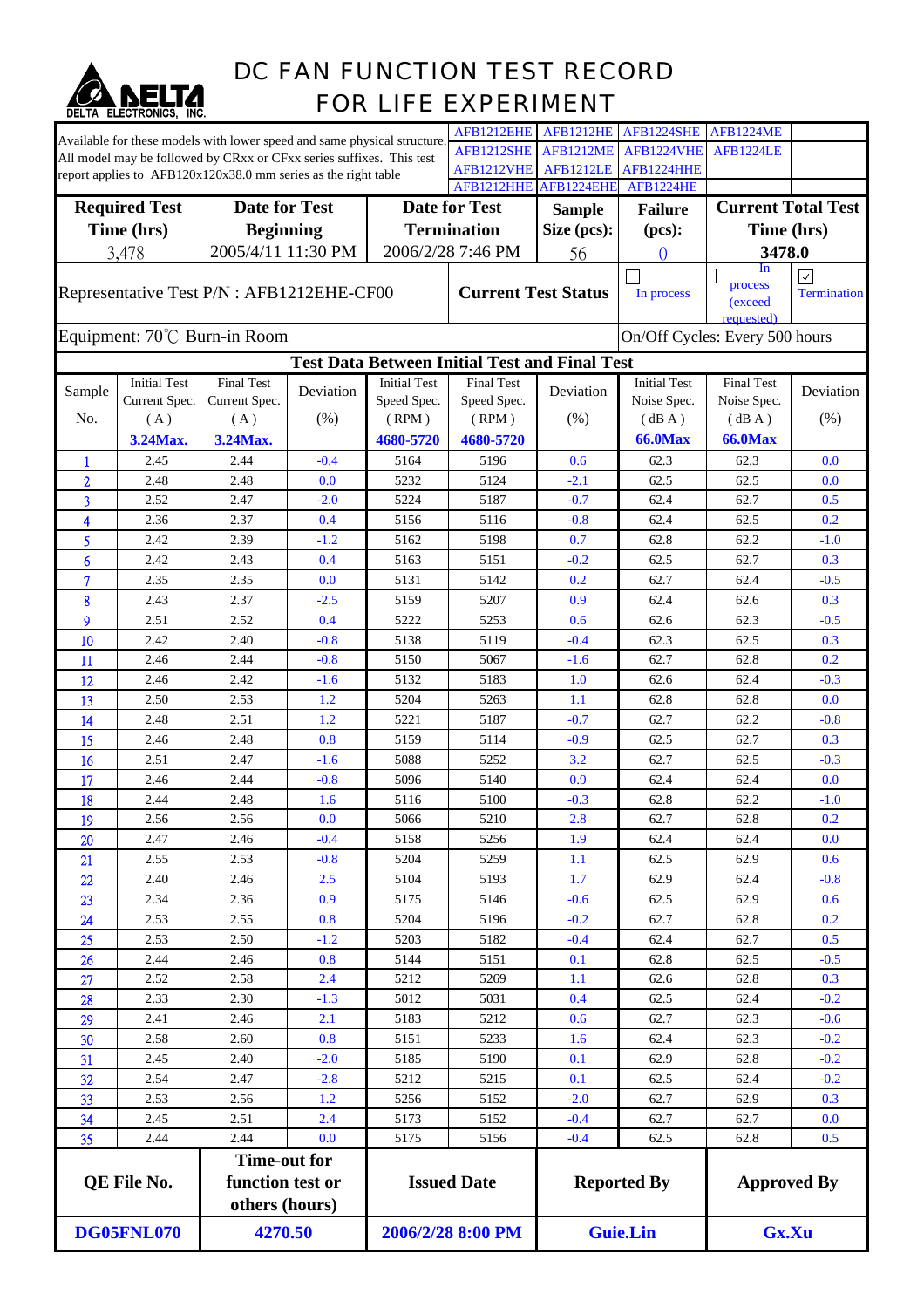# DC FAN FUNCTION TEST RECORD FOR LIFE EXPERIMENT

DELTA ELECTRONICS, INC.

| Available for these models with lower speed and same physical structure. All model may be followed by CRxx or CFxx series suffixes. This test report applies to AFB120x120x38.0 mm series as the right table | AFB1212EHE | AFB1212HE | AFB1224SHE | AFB1224ME | |
|---|---|---|---|---|---|
| | AFB1212SHE | AFB1212ME | AFB1224VHE | AFB1224LE | |
| | AFB1212VHE | AFB1212LE | AFB1224HHE | | |
| | AFB1212HHE | AFB1224EHE | AFB1224HE | | |

| Required Test Time (hrs) | Date for Test Beginning | Date for Test Termination | Sample Size (pcs): | Failure (pcs): | Current Total Test Time (hrs) |
|---|---|---|---|---|---|
| 3,478 | 2005/4/11 11:30 PM | 2006/2/28 7:46 PM | 56 | 0 | 3478.0 |

Representative Test P/N : AFB1212EHE-CF00

**Current Test Status**: ☐ In process ☐ In process (exceed requested) ☑ Termination

Equipment: 70℃ Burn-in Room

On/Off Cycles: Every 500 hours

**Test Data Between Initial Test and Final Test**

| Sample No. | Initial Test Current Spec. (A) 3.24Max. | Final Test Current Spec. (A) 3.24Max. | Deviation (%) | Initial Test Speed Spec. (RPM) 4680-5720 | Final Test Speed Spec. (RPM) 4680-5720 | Deviation (%) | Initial Test Noise Spec. (dBA) 66.0Max | Final Test Noise Spec. (dBA) 66.0Max | Deviation (%) |
|---|---|---|---|---|---|---|---|---|---|
| 1 | 2.45 | 2.44 | -0.4 | 5164 | 5196 | 0.6 | 62.3 | 62.3 | 0.0 |
| 2 | 2.48 | 2.48 | 0.0 | 5232 | 5124 | -2.1 | 62.5 | 62.5 | 0.0 |
| 3 | 2.52 | 2.47 | -2.0 | 5224 | 5187 | -0.7 | 62.4 | 62.7 | 0.5 |
| 4 | 2.36 | 2.37 | 0.4 | 5156 | 5116 | -0.8 | 62.4 | 62.5 | 0.2 |
| 5 | 2.42 | 2.39 | -1.2 | 5162 | 5198 | 0.7 | 62.8 | 62.2 | -1.0 |
| 6 | 2.42 | 2.43 | 0.4 | 5163 | 5151 | -0.2 | 62.5 | 62.7 | 0.3 |
| 7 | 2.35 | 2.35 | 0.0 | 5131 | 5142 | 0.2 | 62.7 | 62.4 | -0.5 |
| 8 | 2.43 | 2.37 | -2.5 | 5159 | 5207 | 0.9 | 62.4 | 62.6 | 0.3 |
| 9 | 2.51 | 2.52 | 0.4 | 5222 | 5253 | 0.6 | 62.6 | 62.3 | -0.5 |
| 10 | 2.42 | 2.40 | -0.8 | 5138 | 5119 | -0.4 | 62.3 | 62.5 | 0.3 |
| 11 | 2.46 | 2.44 | -0.8 | 5150 | 5067 | -1.6 | 62.7 | 62.8 | 0.2 |
| 12 | 2.46 | 2.42 | -1.6 | 5132 | 5183 | 1.0 | 62.6 | 62.4 | -0.3 |
| 13 | 2.50 | 2.53 | 1.2 | 5204 | 5263 | 1.1 | 62.8 | 62.8 | 0.0 |
| 14 | 2.48 | 2.51 | 1.2 | 5221 | 5187 | -0.7 | 62.7 | 62.2 | -0.8 |
| 15 | 2.46 | 2.48 | 0.8 | 5159 | 5114 | -0.9 | 62.5 | 62.7 | 0.3 |
| 16 | 2.51 | 2.47 | -1.6 | 5088 | 5252 | 3.2 | 62.7 | 62.5 | -0.3 |
| 17 | 2.46 | 2.44 | -0.8 | 5096 | 5140 | 0.9 | 62.4 | 62.4 | 0.0 |
| 18 | 2.44 | 2.48 | 1.6 | 5116 | 5100 | -0.3 | 62.8 | 62.2 | -1.0 |
| 19 | 2.56 | 2.56 | 0.0 | 5066 | 5210 | 2.8 | 62.7 | 62.8 | 0.2 |
| 20 | 2.47 | 2.46 | -0.4 | 5158 | 5256 | 1.9 | 62.4 | 62.4 | 0.0 |
| 21 | 2.55 | 2.53 | -0.8 | 5204 | 5259 | 1.1 | 62.5 | 62.9 | 0.6 |
| 22 | 2.40 | 2.46 | 2.5 | 5104 | 5193 | 1.7 | 62.9 | 62.4 | -0.8 |
| 23 | 2.34 | 2.36 | 0.9 | 5175 | 5146 | -0.6 | 62.5 | 62.9 | 0.6 |
| 24 | 2.53 | 2.55 | 0.8 | 5204 | 5196 | -0.2 | 62.7 | 62.8 | 0.2 |
| 25 | 2.53 | 2.50 | -1.2 | 5203 | 5182 | -0.4 | 62.4 | 62.7 | 0.5 |
| 26 | 2.44 | 2.46 | 0.8 | 5144 | 5151 | 0.1 | 62.8 | 62.5 | -0.5 |
| 27 | 2.52 | 2.58 | 2.4 | 5212 | 5269 | 1.1 | 62.6 | 62.8 | 0.3 |
| 28 | 2.33 | 2.30 | -1.3 | 5012 | 5031 | 0.4 | 62.5 | 62.4 | -0.2 |
| 29 | 2.41 | 2.46 | 2.1 | 5183 | 5212 | 0.6 | 62.7 | 62.3 | -0.6 |
| 30 | 2.58 | 2.60 | 0.8 | 5151 | 5233 | 1.6 | 62.4 | 62.3 | -0.2 |
| 31 | 2.45 | 2.40 | -2.0 | 5185 | 5190 | 0.1 | 62.9 | 62.8 | -0.2 |
| 32 | 2.54 | 2.47 | -2.8 | 5212 | 5215 | 0.1 | 62.5 | 62.4 | -0.2 |
| 33 | 2.53 | 2.56 | 1.2 | 5256 | 5152 | -2.0 | 62.7 | 62.9 | 0.3 |
| 34 | 2.45 | 2.51 | 2.4 | 5173 | 5152 | -0.4 | 62.7 | 62.7 | 0.0 |
| 35 | 2.44 | 2.44 | 0.0 | 5175 | 5156 | -0.4 | 62.5 | 62.8 | 0.5 |

| QE File No. | Time-out for function test or others (hours) | Issued Date | Reported By | Approved By |
|---|---|---|---|---|
| DG05FNL070 | 4270.50 | 2006/2/28 8:00 PM | Guie.Lin | Gx.Xu |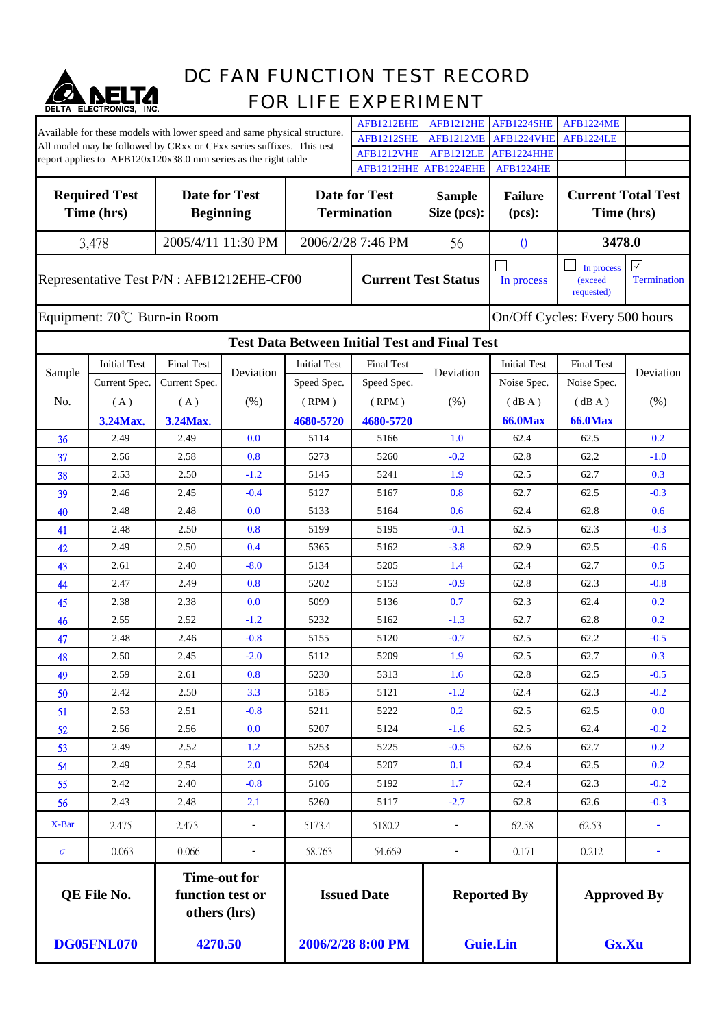# DC FAN FUNCTION TEST RECORD FOR LIFE EXPERIMENT

DELTA ELECTRONICS, INC.

| | | | | |
|---|---|---|---|---|
| Available for these models with lower speed and same physical structure. All model may be followed by CRxx or CFxx series suffixes. This test report applies to AFB120x120x38.0 mm series as the right table | AFB1212EHE | AFB1212HE | AFB1224SHE | AFB1224ME |
| | AFB1212SHE | AFB1212ME | AFB1224VHE | AFB1224LE |
| | AFB1212VHE | AFB1212LE | AFB1224HHE | |
| | AFB1212HHE | AFB1224EHE | AFB1224HE | |

| Required Test Time (hrs) | Date for Test Beginning | Date for Test Termination | Sample Size (pcs): | Failure (pcs): | Current Total Test Time (hrs) |
|---|---|---|---|---|---|
| 3,478 | 2005/4/11 11:30 PM | 2006/2/28 7:46 PM | 56 | 0 | 3478.0 |

| | | | | |
|---|---|---|---|---|
| Representative Test P/N : AFB1212EHE-CF00 | Current Test Status | ☐ In process | ☐ In process (exceed requested) | ☑ Termination |
| Equipment: 70℃ Burn-in Room | | On/Off Cycles: Every 500 hours | | |

## Test Data Between Initial Test and Final Test

| Sample No. | Initial Test Current Spec. (A) 3.24Max. | Final Test Current Spec. (A) 3.24Max. | Deviation (%) | Initial Test Speed Spec. (RPM) 4680-5720 | Final Test Speed Spec. (RPM) 4680-5720 | Deviation (%) | Initial Test Noise Spec. (dB A) 66.0Max | Final Test Noise Spec. (dB A) 66.0Max | Deviation (%) |
|---|---|---|---|---|---|---|---|---|---|
| 36 | 2.49 | 2.49 | 0.0 | 5114 | 5166 | 1.0 | 62.4 | 62.5 | 0.2 |
| 37 | 2.56 | 2.58 | 0.8 | 5273 | 5260 | -0.2 | 62.8 | 62.2 | -1.0 |
| 38 | 2.53 | 2.50 | -1.2 | 5145 | 5241 | 1.9 | 62.5 | 62.7 | 0.3 |
| 39 | 2.46 | 2.45 | -0.4 | 5127 | 5167 | 0.8 | 62.7 | 62.5 | -0.3 |
| 40 | 2.48 | 2.48 | 0.0 | 5133 | 5164 | 0.6 | 62.4 | 62.8 | 0.6 |
| 41 | 2.48 | 2.50 | 0.8 | 5199 | 5195 | -0.1 | 62.5 | 62.3 | -0.3 |
| 42 | 2.49 | 2.50 | 0.4 | 5365 | 5162 | -3.8 | 62.9 | 62.5 | -0.6 |
| 43 | 2.61 | 2.40 | -8.0 | 5134 | 5205 | 1.4 | 62.4 | 62.7 | 0.5 |
| 44 | 2.47 | 2.49 | 0.8 | 5202 | 5153 | -0.9 | 62.8 | 62.3 | -0.8 |
| 45 | 2.38 | 2.38 | 0.0 | 5099 | 5136 | 0.7 | 62.3 | 62.4 | 0.2 |
| 46 | 2.55 | 2.52 | -1.2 | 5232 | 5162 | -1.3 | 62.7 | 62.8 | 0.2 |
| 47 | 2.48 | 2.46 | -0.8 | 5155 | 5120 | -0.7 | 62.5 | 62.2 | -0.5 |
| 48 | 2.50 | 2.45 | -2.0 | 5112 | 5209 | 1.9 | 62.5 | 62.7 | 0.3 |
| 49 | 2.59 | 2.61 | 0.8 | 5230 | 5313 | 1.6 | 62.8 | 62.5 | -0.5 |
| 50 | 2.42 | 2.50 | 3.3 | 5185 | 5121 | -1.2 | 62.4 | 62.3 | -0.2 |
| 51 | 2.53 | 2.51 | -0.8 | 5211 | 5222 | 0.2 | 62.5 | 62.5 | 0.0 |
| 52 | 2.56 | 2.56 | 0.0 | 5207 | 5124 | -1.6 | 62.5 | 62.4 | -0.2 |
| 53 | 2.49 | 2.52 | 1.2 | 5253 | 5225 | -0.5 | 62.6 | 62.7 | 0.2 |
| 54 | 2.49 | 2.54 | 2.0 | 5204 | 5207 | 0.1 | 62.4 | 62.5 | 0.2 |
| 55 | 2.42 | 2.40 | -0.8 | 5106 | 5192 | 1.7 | 62.4 | 62.3 | -0.2 |
| 56 | 2.43 | 2.48 | 2.1 | 5260 | 5117 | -2.7 | 62.8 | 62.6 | -0.3 |
| X-Bar | 2.475 | 2.473 | - | 5173.4 | 5180.2 | - | 62.58 | 62.53 | - |
| σ | 0.063 | 0.066 | - | 58.763 | 54.669 | - | 0.171 | 0.212 | - |

| QE File No. | Time-out for function test or others (hrs) | Issued Date | Reported By | Approved By |
|---|---|---|---|---|
| DG05FNL070 | 4270.50 | 2006/2/28 8:00 PM | Guie.Lin | Gx.Xu |